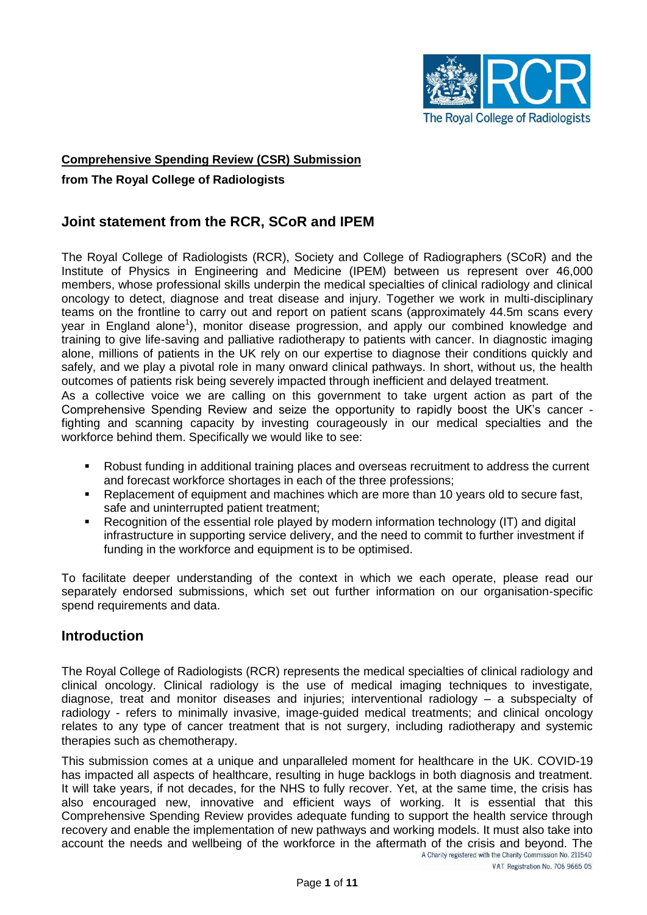**Comprehensive Spending Review (CSR) Submission**

**from The Royal College of Radiologists**

## Joint statement from the RCR, SCoR and IPEM

The Royal College of Radiologists (RCR), Society and College of Radiographers (SCoR) and the Institute of Physics in Engineering and Medicine (IPEM) between us represent over 46,000 members, whose professional skills underpin the medical specialties of clinical radiology and clinical oncology to detect, diagnose and treat disease and injury. Together we work in multi-disciplinary teams on the frontline to carry out and report on patient scans (approximately 44.5m scans every year in England alone[1]), monitor disease progression, and apply our combined knowledge and training to give life-saving and palliative radiotherapy to patients with cancer. In diagnostic imaging alone, millions of patients in the UK rely on our expertise to diagnose their conditions quickly and safely, and we play a pivotal role in many onward clinical pathways. In short, without us, the health outcomes of patients risk being severely impacted through inefficient and delayed treatment.

As a collective voice we are calling on this government to take urgent action as part of the Comprehensive Spending Review and seize the opportunity to rapidly boost the UK's cancer - fighting and scanning capacity by investing courageously in our medical specialties and the workforce behind them. Specifically we would like to see:

- Robust funding in additional training places and overseas recruitment to address the current and forecast workforce shortages in each of the three professions;
- Replacement of equipment and machines which are more than 10 years old to secure fast, safe and uninterrupted patient treatment;
- Recognition of the essential role played by modern information technology (IT) and digital infrastructure in supporting service delivery, and the need to commit to further investment if funding in the workforce and equipment is to be optimised.

To facilitate deeper understanding of the context in which we each operate, please read our separately endorsed submissions, which set out further information on our organisation-specific spend requirements and data.

## Introduction

The Royal College of Radiologists (RCR) represents the medical specialties of clinical radiology and clinical oncology. Clinical radiology is the use of medical imaging techniques to investigate, diagnose, treat and monitor diseases and injuries; interventional radiology – a subspecialty of radiology - refers to minimally invasive, image-guided medical treatments; and clinical oncology relates to any type of cancer treatment that is not surgery, including radiotherapy and systemic therapies such as chemotherapy.

This submission comes at a unique and unparalleled moment for healthcare in the UK. COVID-19 has impacted all aspects of healthcare, resulting in huge backlogs in both diagnosis and treatment. It will take years, if not decades, for the NHS to fully recover. Yet, at the same time, the crisis has also encouraged new, innovative and efficient ways of working. It is essential that this Comprehensive Spending Review provides adequate funding to support the health service through recovery and enable the implementation of new pathways and working models. It must also take into account the needs and wellbeing of the workforce in the aftermath of the crisis and beyond. The

A Charity registered with the Charity Commission No. 211540

VAT Registration No. 706 9665 05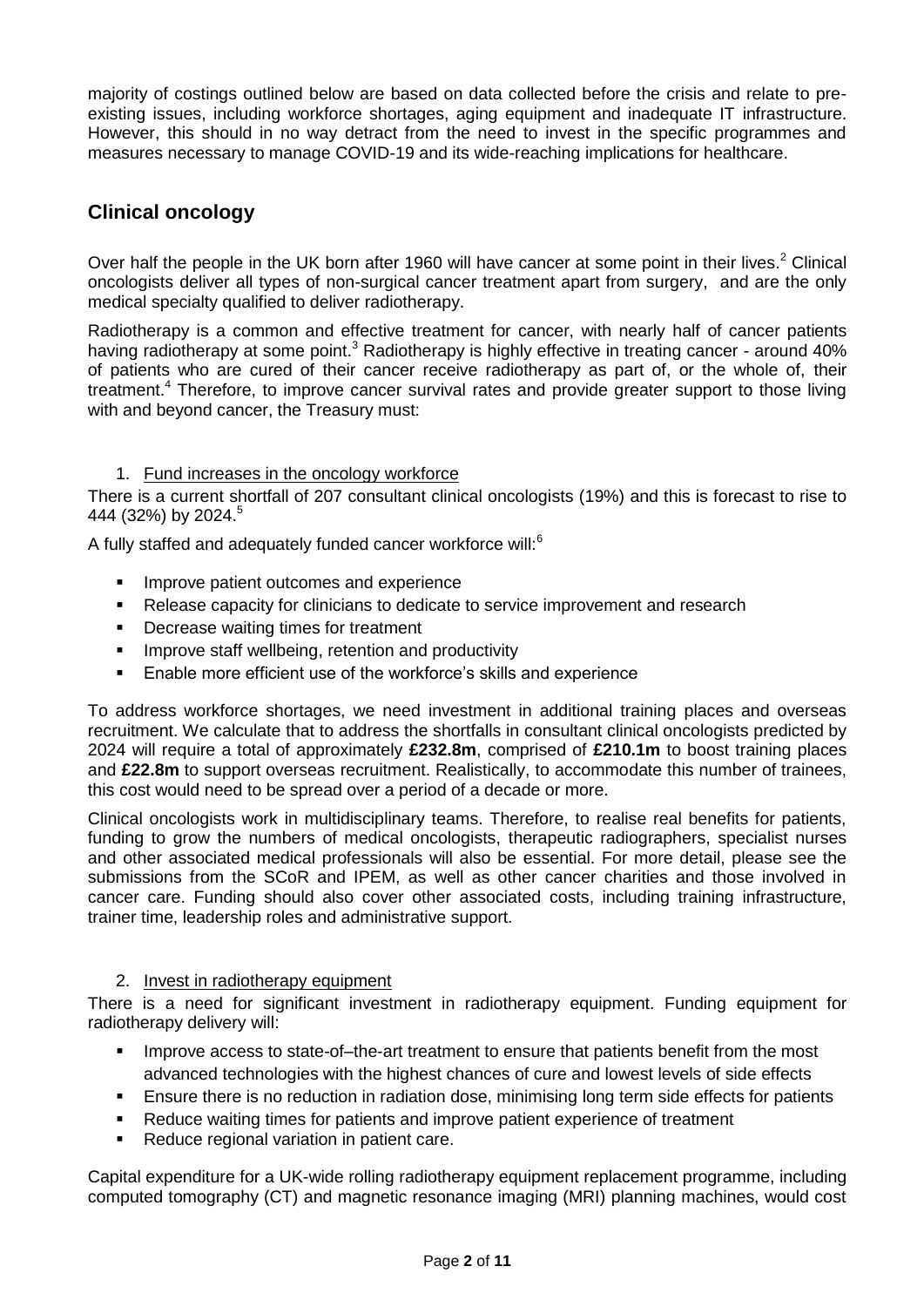majority of costings outlined below are based on data collected before the crisis and relate to pre-existing issues, including workforce shortages, aging equipment and inadequate IT infrastructure. However, this should in no way detract from the need to invest in the specific programmes and measures necessary to manage COVID-19 and its wide-reaching implications for healthcare.

## Clinical oncology

Over half the people in the UK born after 1960 will have cancer at some point in their lives.[2] Clinical oncologists deliver all types of non-surgical cancer treatment apart from surgery, and are the only medical specialty qualified to deliver radiotherapy.

Radiotherapy is a common and effective treatment for cancer, with nearly half of cancer patients having radiotherapy at some point.[3] Radiotherapy is highly effective in treating cancer - around 40% of patients who are cured of their cancer receive radiotherapy as part of, or the whole of, their treatment.[4] Therefore, to improve cancer survival rates and provide greater support to those living with and beyond cancer, the Treasury must:

1. Fund increases in the oncology workforce

There is a current shortfall of 207 consultant clinical oncologists (19%) and this is forecast to rise to 444 (32%) by 2024.[5]

A fully staffed and adequately funded cancer workforce will:[6]

- Improve patient outcomes and experience
- Release capacity for clinicians to dedicate to service improvement and research
- Decrease waiting times for treatment
- Improve staff wellbeing, retention and productivity
- Enable more efficient use of the workforce's skills and experience

To address workforce shortages, we need investment in additional training places and overseas recruitment. We calculate that to address the shortfalls in consultant clinical oncologists predicted by 2024 will require a total of approximately **£232.8m**, comprised of **£210.1m** to boost training places and **£22.8m** to support overseas recruitment. Realistically, to accommodate this number of trainees, this cost would need to be spread over a period of a decade or more.

Clinical oncologists work in multidisciplinary teams. Therefore, to realise real benefits for patients, funding to grow the numbers of medical oncologists, therapeutic radiographers, specialist nurses and other associated medical professionals will also be essential. For more detail, please see the submissions from the SCoR and IPEM, as well as other cancer charities and those involved in cancer care. Funding should also cover other associated costs, including training infrastructure, trainer time, leadership roles and administrative support.

2. Invest in radiotherapy equipment

There is a need for significant investment in radiotherapy equipment. Funding equipment for radiotherapy delivery will:

- Improve access to state-of–the-art treatment to ensure that patients benefit from the most advanced technologies with the highest chances of cure and lowest levels of side effects
- Ensure there is no reduction in radiation dose, minimising long term side effects for patients
- Reduce waiting times for patients and improve patient experience of treatment
- Reduce regional variation in patient care.

Capital expenditure for a UK-wide rolling radiotherapy equipment replacement programme, including computed tomography (CT) and magnetic resonance imaging (MRI) planning machines, would cost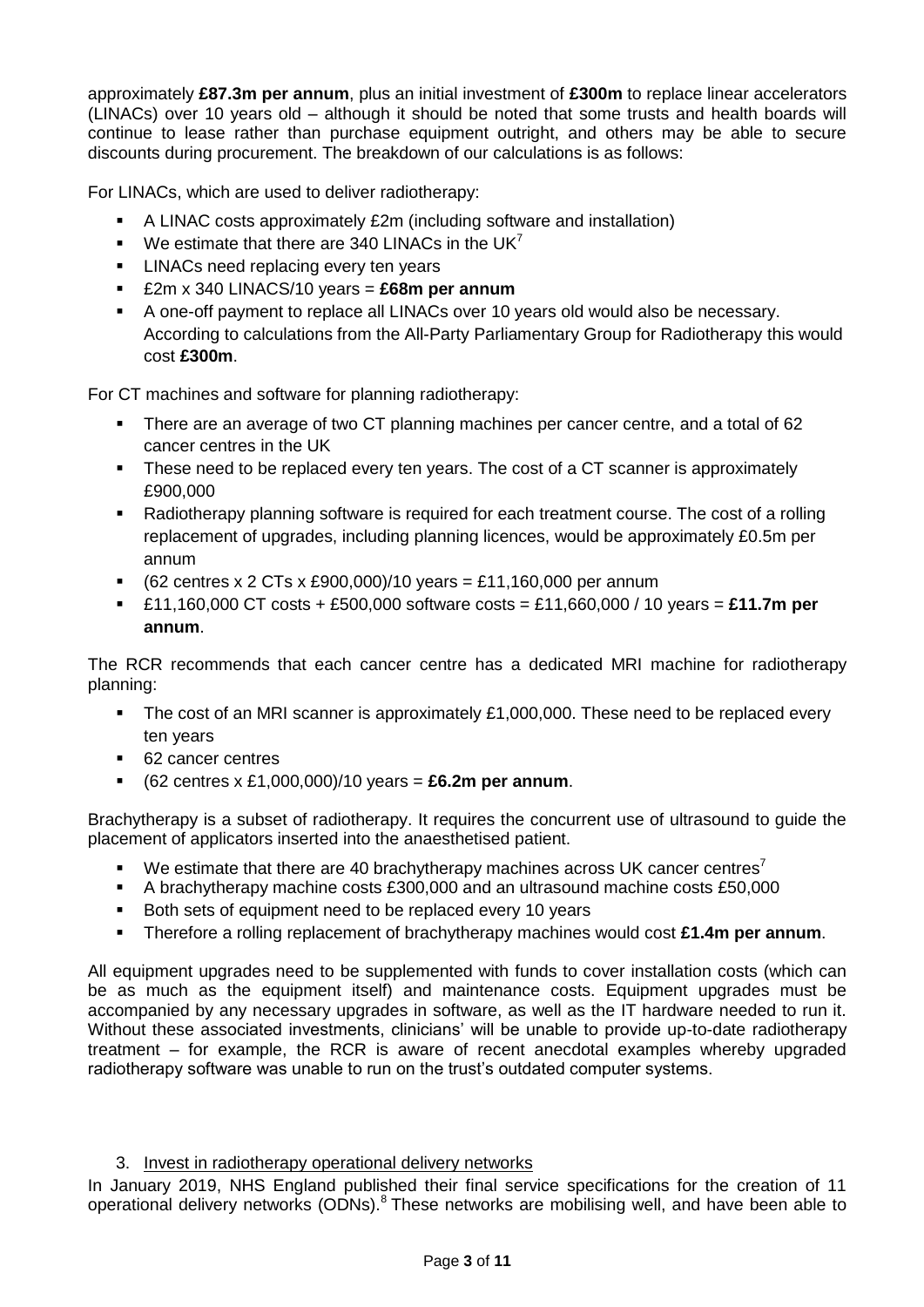approximately **£87.3m per annum**, plus an initial investment of **£300m** to replace linear accelerators (LINACs) over 10 years old – although it should be noted that some trusts and health boards will continue to lease rather than purchase equipment outright, and others may be able to secure discounts during procurement. The breakdown of our calculations is as follows:

For LINACs, which are used to deliver radiotherapy:

- A LINAC costs approximately £2m (including software and installation)
- We estimate that there are 340 LINACs in the UK[7]
- LINACs need replacing every ten years
- £2m x 340 LINACS/10 years = **£68m per annum**
- A one-off payment to replace all LINACs over 10 years old would also be necessary. According to calculations from the All-Party Parliamentary Group for Radiotherapy this would cost **£300m**.

For CT machines and software for planning radiotherapy:

- There are an average of two CT planning machines per cancer centre, and a total of 62 cancer centres in the UK
- These need to be replaced every ten years. The cost of a CT scanner is approximately £900,000
- Radiotherapy planning software is required for each treatment course. The cost of a rolling replacement of upgrades, including planning licences, would be approximately £0.5m per annum
- (62 centres x 2 CTs x £900,000)/10 years = £11,160,000 per annum
- £11,160,000 CT costs + £500,000 software costs = £11,660,000 / 10 years = **£11.7m per annum**.

The RCR recommends that each cancer centre has a dedicated MRI machine for radiotherapy planning:

- The cost of an MRI scanner is approximately £1,000,000. These need to be replaced every ten years
- 62 cancer centres
- (62 centres x £1,000,000)/10 years = **£6.2m per annum**.

Brachytherapy is a subset of radiotherapy. It requires the concurrent use of ultrasound to guide the placement of applicators inserted into the anaesthetised patient.

- We estimate that there are 40 brachytherapy machines across UK cancer centres[7]
- A brachytherapy machine costs £300,000 and an ultrasound machine costs £50,000
- Both sets of equipment need to be replaced every 10 years
- Therefore a rolling replacement of brachytherapy machines would cost **£1.4m per annum**.

All equipment upgrades need to be supplemented with funds to cover installation costs (which can be as much as the equipment itself) and maintenance costs. Equipment upgrades must be accompanied by any necessary upgrades in software, as well as the IT hardware needed to run it. Without these associated investments, clinicians' will be unable to provide up-to-date radiotherapy treatment – for example, the RCR is aware of recent anecdotal examples whereby upgraded radiotherapy software was unable to run on the trust's outdated computer systems.

3. Invest in radiotherapy operational delivery networks

In January 2019, NHS England published their final service specifications for the creation of 11 operational delivery networks (ODNs).[8] These networks are mobilising well, and have been able to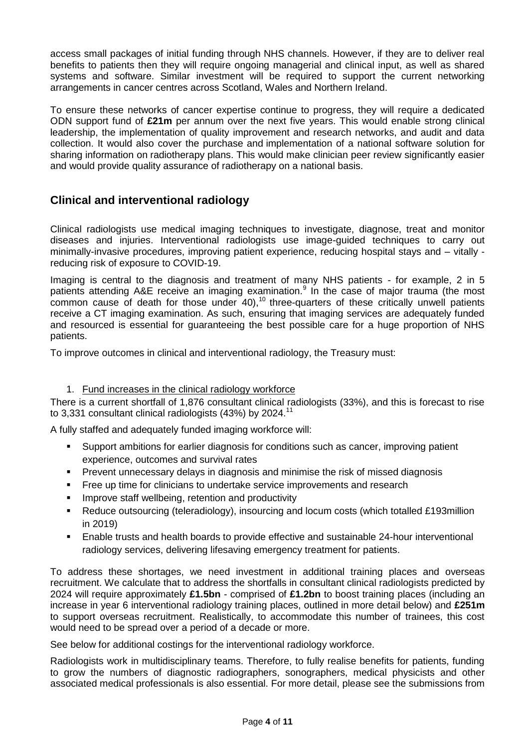access small packages of initial funding through NHS channels. However, if they are to deliver real benefits to patients then they will require ongoing managerial and clinical input, as well as shared systems and software. Similar investment will be required to support the current networking arrangements in cancer centres across Scotland, Wales and Northern Ireland.

To ensure these networks of cancer expertise continue to progress, they will require a dedicated ODN support fund of **£21m** per annum over the next five years. This would enable strong clinical leadership, the implementation of quality improvement and research networks, and audit and data collection. It would also cover the purchase and implementation of a national software solution for sharing information on radiotherapy plans. This would make clinician peer review significantly easier and would provide quality assurance of radiotherapy on a national basis.

## Clinical and interventional radiology

Clinical radiologists use medical imaging techniques to investigate, diagnose, treat and monitor diseases and injuries. Interventional radiologists use image-guided techniques to carry out minimally-invasive procedures, improving patient experience, reducing hospital stays and – vitally - reducing risk of exposure to COVID-19.

Imaging is central to the diagnosis and treatment of many NHS patients - for example, 2 in 5 patients attending A&E receive an imaging examination.[9] In the case of major trauma (the most common cause of death for those under 40),[10] three-quarters of these critically unwell patients receive a CT imaging examination. As such, ensuring that imaging services are adequately funded and resourced is essential for guaranteeing the best possible care for a huge proportion of NHS patients.

To improve outcomes in clinical and interventional radiology, the Treasury must:

1. <u>Fund increases in the clinical radiology workforce</u>

There is a current shortfall of 1,876 consultant clinical radiologists (33%), and this is forecast to rise to 3,331 consultant clinical radiologists (43%) by 2024.[11]

A fully staffed and adequately funded imaging workforce will:

- Support ambitions for earlier diagnosis for conditions such as cancer, improving patient experience, outcomes and survival rates
- Prevent unnecessary delays in diagnosis and minimise the risk of missed diagnosis
- Free up time for clinicians to undertake service improvements and research
- Improve staff wellbeing, retention and productivity
- Reduce outsourcing (teleradiology), insourcing and locum costs (which totalled £193million in 2019)
- Enable trusts and health boards to provide effective and sustainable 24-hour interventional radiology services, delivering lifesaving emergency treatment for patients.

To address these shortages, we need investment in additional training places and overseas recruitment. We calculate that to address the shortfalls in consultant clinical radiologists predicted by 2024 will require approximately **£1.5bn** - comprised of **£1.2bn** to boost training places (including an increase in year 6 interventional radiology training places, outlined in more detail below) and **£251m** to support overseas recruitment. Realistically, to accommodate this number of trainees, this cost would need to be spread over a period of a decade or more.

See below for additional costings for the interventional radiology workforce.

Radiologists work in multidisciplinary teams. Therefore, to fully realise benefits for patients, funding to grow the numbers of diagnostic radiographers, sonographers, medical physicists and other associated medical professionals is also essential. For more detail, please see the submissions from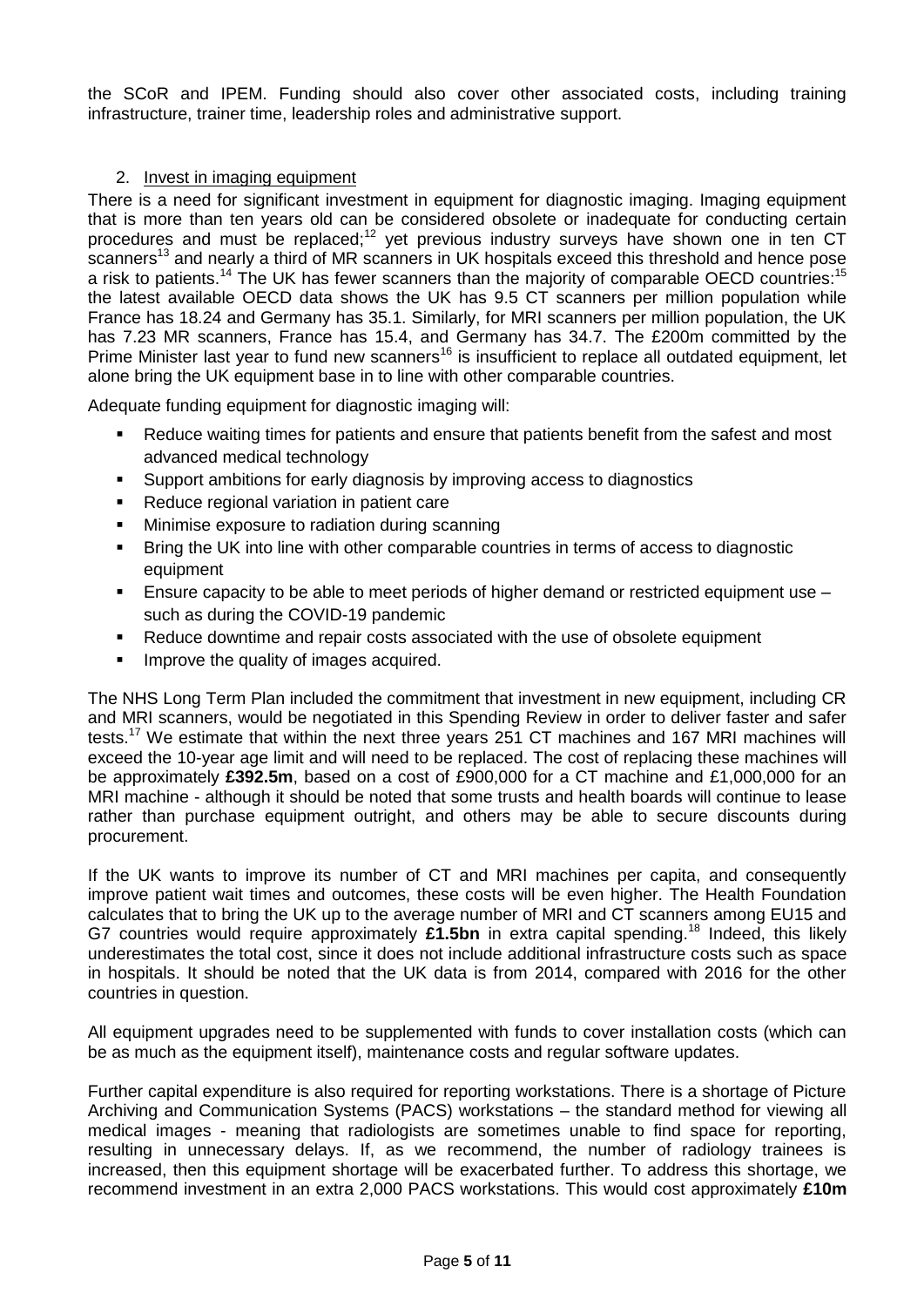the SCoR and IPEM. Funding should also cover other associated costs, including training infrastructure, trainer time, leadership roles and administrative support.

2. Invest in imaging equipment

There is a need for significant investment in equipment for diagnostic imaging. Imaging equipment that is more than ten years old can be considered obsolete or inadequate for conducting certain procedures and must be replaced;[12] yet previous industry surveys have shown one in ten CT scanners[13] and nearly a third of MR scanners in UK hospitals exceed this threshold and hence pose a risk to patients.[14] The UK has fewer scanners than the majority of comparable OECD countries:[15] the latest available OECD data shows the UK has 9.5 CT scanners per million population while France has 18.24 and Germany has 35.1. Similarly, for MRI scanners per million population, the UK has 7.23 MR scanners, France has 15.4, and Germany has 34.7. The £200m committed by the Prime Minister last year to fund new scanners[16] is insufficient to replace all outdated equipment, let alone bring the UK equipment base in to line with other comparable countries.

Adequate funding equipment for diagnostic imaging will:

- Reduce waiting times for patients and ensure that patients benefit from the safest and most advanced medical technology
- Support ambitions for early diagnosis by improving access to diagnostics
- Reduce regional variation in patient care
- Minimise exposure to radiation during scanning
- Bring the UK into line with other comparable countries in terms of access to diagnostic equipment
- Ensure capacity to be able to meet periods of higher demand or restricted equipment use – such as during the COVID-19 pandemic
- Reduce downtime and repair costs associated with the use of obsolete equipment
- Improve the quality of images acquired.

The NHS Long Term Plan included the commitment that investment in new equipment, including CR and MRI scanners, would be negotiated in this Spending Review in order to deliver faster and safer tests.[17] We estimate that within the next three years 251 CT machines and 167 MRI machines will exceed the 10-year age limit and will need to be replaced. The cost of replacing these machines will be approximately **£392.5m**, based on a cost of £900,000 for a CT machine and £1,000,000 for an MRI machine - although it should be noted that some trusts and health boards will continue to lease rather than purchase equipment outright, and others may be able to secure discounts during procurement.

If the UK wants to improve its number of CT and MRI machines per capita, and consequently improve patient wait times and outcomes, these costs will be even higher. The Health Foundation calculates that to bring the UK up to the average number of MRI and CT scanners among EU15 and G7 countries would require approximately **£1.5bn** in extra capital spending.[18] Indeed, this likely underestimates the total cost, since it does not include additional infrastructure costs such as space in hospitals. It should be noted that the UK data is from 2014, compared with 2016 for the other countries in question.

All equipment upgrades need to be supplemented with funds to cover installation costs (which can be as much as the equipment itself), maintenance costs and regular software updates.

Further capital expenditure is also required for reporting workstations. There is a shortage of Picture Archiving and Communication Systems (PACS) workstations – the standard method for viewing all medical images - meaning that radiologists are sometimes unable to find space for reporting, resulting in unnecessary delays. If, as we recommend, the number of radiology trainees is increased, then this equipment shortage will be exacerbated further. To address this shortage, we recommend investment in an extra 2,000 PACS workstations. This would cost approximately **£10m**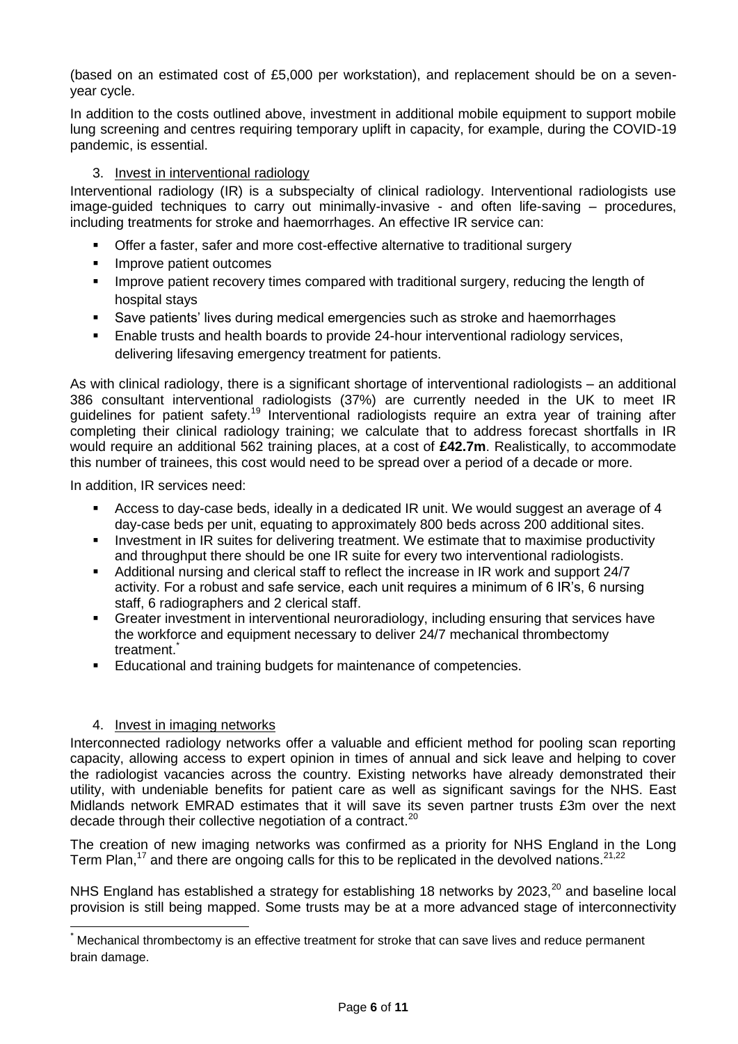(based on an estimated cost of £5,000 per workstation), and replacement should be on a seven-year cycle.

In addition to the costs outlined above, investment in additional mobile equipment to support mobile lung screening and centres requiring temporary uplift in capacity, for example, during the COVID-19 pandemic, is essential.

3. Invest in interventional radiology

Interventional radiology (IR) is a subspecialty of clinical radiology. Interventional radiologists use image-guided techniques to carry out minimally-invasive - and often life-saving – procedures, including treatments for stroke and haemorrhages. An effective IR service can:

- Offer a faster, safer and more cost-effective alternative to traditional surgery
- Improve patient outcomes
- Improve patient recovery times compared with traditional surgery, reducing the length of hospital stays
- Save patients' lives during medical emergencies such as stroke and haemorrhages
- Enable trusts and health boards to provide 24-hour interventional radiology services, delivering lifesaving emergency treatment for patients.

As with clinical radiology, there is a significant shortage of interventional radiologists – an additional 386 consultant interventional radiologists (37%) are currently needed in the UK to meet IR guidelines for patient safety.[19] Interventional radiologists require an extra year of training after completing their clinical radiology training; we calculate that to address forecast shortfalls in IR would require an additional 562 training places, at a cost of **£42.7m**. Realistically, to accommodate this number of trainees, this cost would need to be spread over a period of a decade or more.

In addition, IR services need:

- Access to day-case beds, ideally in a dedicated IR unit. We would suggest an average of 4 day-case beds per unit, equating to approximately 800 beds across 200 additional sites.
- Investment in IR suites for delivering treatment. We estimate that to maximise productivity and throughput there should be one IR suite for every two interventional radiologists.
- Additional nursing and clerical staff to reflect the increase in IR work and support 24/7 activity. For a robust and safe service, each unit requires a minimum of 6 IR's, 6 nursing staff, 6 radiographers and 2 clerical staff.
- Greater investment in interventional neuroradiology, including ensuring that services have the workforce and equipment necessary to deliver 24/7 mechanical thrombectomy treatment.*
- Educational and training budgets for maintenance of competencies.

4. Invest in imaging networks

Interconnected radiology networks offer a valuable and efficient method for pooling scan reporting capacity, allowing access to expert opinion in times of annual and sick leave and helping to cover the radiologist vacancies across the country. Existing networks have already demonstrated their utility, with undeniable benefits for patient care as well as significant savings for the NHS. East Midlands network EMRAD estimates that it will save its seven partner trusts £3m over the next decade through their collective negotiation of a contract.[20]

The creation of new imaging networks was confirmed as a priority for NHS England in the Long Term Plan,[17] and there are ongoing calls for this to be replicated in the devolved nations.[21,22]

NHS England has established a strategy for establishing 18 networks by 2023,[20] and baseline local provision is still being mapped. Some trusts may be at a more advanced stage of interconnectivity

* Mechanical thrombectomy is an effective treatment for stroke that can save lives and reduce permanent brain damage.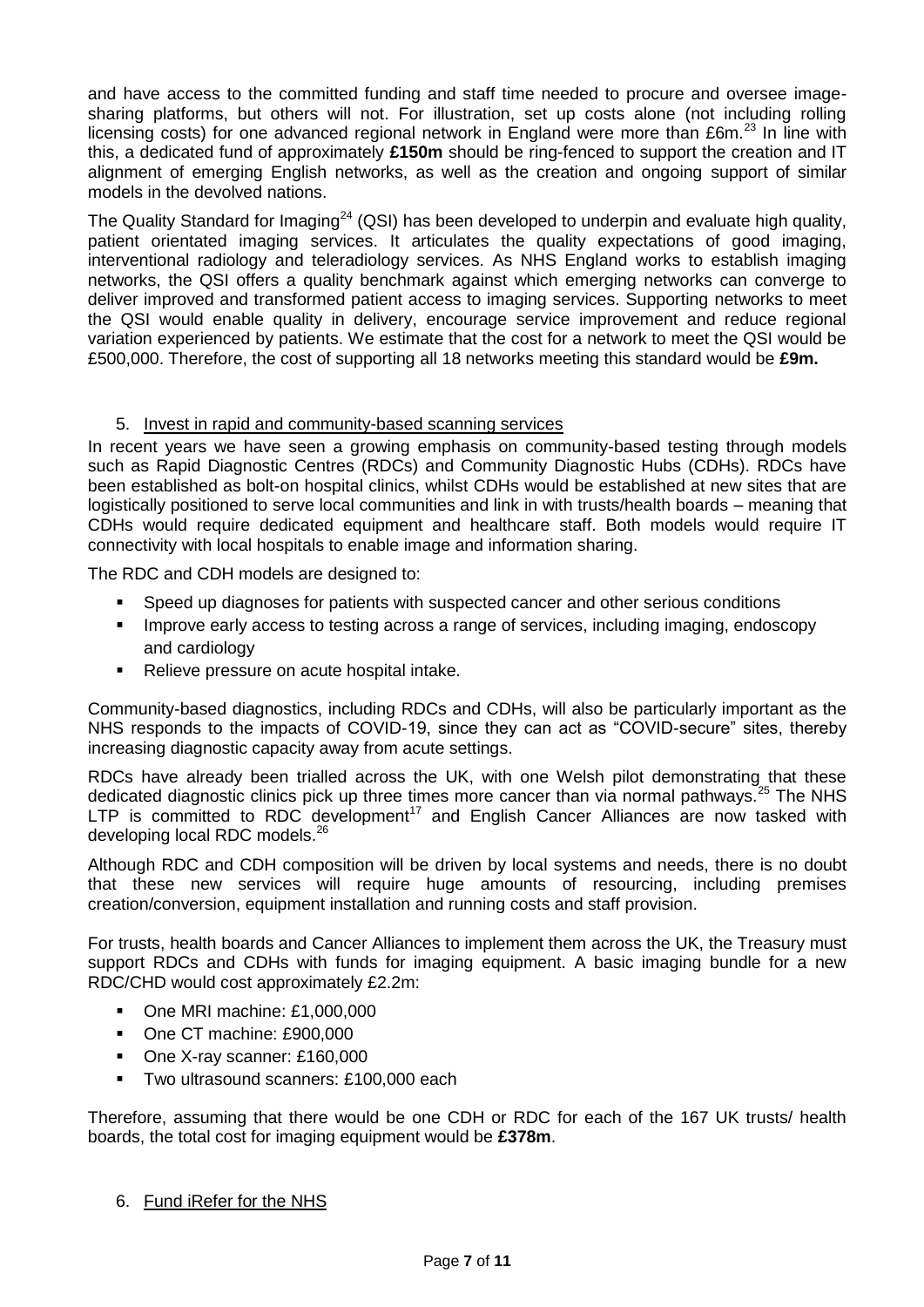and have access to the committed funding and staff time needed to procure and oversee image-sharing platforms, but others will not. For illustration, set up costs alone (not including rolling licensing costs) for one advanced regional network in England were more than £6m.[23] In line with this, a dedicated fund of approximately **£150m** should be ring-fenced to support the creation and IT alignment of emerging English networks, as well as the creation and ongoing support of similar models in the devolved nations.

The Quality Standard for Imaging[24] (QSI) has been developed to underpin and evaluate high quality, patient orientated imaging services. It articulates the quality expectations of good imaging, interventional radiology and teleradiology services. As NHS England works to establish imaging networks, the QSI offers a quality benchmark against which emerging networks can converge to deliver improved and transformed patient access to imaging services. Supporting networks to meet the QSI would enable quality in delivery, encourage service improvement and reduce regional variation experienced by patients. We estimate that the cost for a network to meet the QSI would be £500,000. Therefore, the cost of supporting all 18 networks meeting this standard would be **£9m.**

5. Invest in rapid and community-based scanning services

In recent years we have seen a growing emphasis on community-based testing through models such as Rapid Diagnostic Centres (RDCs) and Community Diagnostic Hubs (CDHs). RDCs have been established as bolt-on hospital clinics, whilst CDHs would be established at new sites that are logistically positioned to serve local communities and link in with trusts/health boards – meaning that CDHs would require dedicated equipment and healthcare staff. Both models would require IT connectivity with local hospitals to enable image and information sharing.

The RDC and CDH models are designed to:

- Speed up diagnoses for patients with suspected cancer and other serious conditions
- Improve early access to testing across a range of services, including imaging, endoscopy and cardiology
- Relieve pressure on acute hospital intake.

Community-based diagnostics, including RDCs and CDHs, will also be particularly important as the NHS responds to the impacts of COVID-19, since they can act as "COVID-secure" sites, thereby increasing diagnostic capacity away from acute settings.

RDCs have already been trialled across the UK, with one Welsh pilot demonstrating that these dedicated diagnostic clinics pick up three times more cancer than via normal pathways.[25] The NHS LTP is committed to RDC development[17] and English Cancer Alliances are now tasked with developing local RDC models.[26]

Although RDC and CDH composition will be driven by local systems and needs, there is no doubt that these new services will require huge amounts of resourcing, including premises creation/conversion, equipment installation and running costs and staff provision.

For trusts, health boards and Cancer Alliances to implement them across the UK, the Treasury must support RDCs and CDHs with funds for imaging equipment. A basic imaging bundle for a new RDC/CHD would cost approximately £2.2m:

- One MRI machine: £1,000,000
- One CT machine: £900,000
- One X-ray scanner: £160,000
- Two ultrasound scanners: £100,000 each

Therefore, assuming that there would be one CDH or RDC for each of the 167 UK trusts/ health boards, the total cost for imaging equipment would be **£378m**.

6. Fund iRefer for the NHS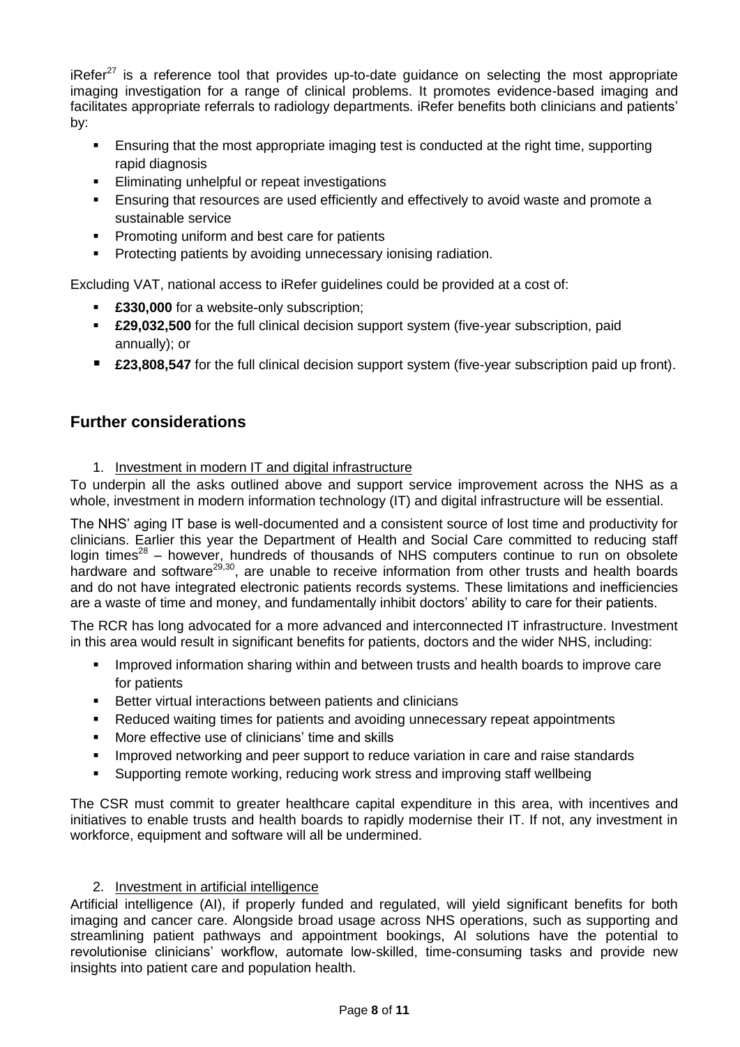iRefer[27] is a reference tool that provides up-to-date guidance on selecting the most appropriate imaging investigation for a range of clinical problems. It promotes evidence-based imaging and facilitates appropriate referrals to radiology departments. iRefer benefits both clinicians and patients' by:

- Ensuring that the most appropriate imaging test is conducted at the right time, supporting rapid diagnosis
- Eliminating unhelpful or repeat investigations
- Ensuring that resources are used efficiently and effectively to avoid waste and promote a sustainable service
- Promoting uniform and best care for patients
- Protecting patients by avoiding unnecessary ionising radiation.

Excluding VAT, national access to iRefer guidelines could be provided at a cost of:

- **£330,000** for a website-only subscription;
- **£29,032,500** for the full clinical decision support system (five-year subscription, paid annually); or
- **£23,808,547** for the full clinical decision support system (five-year subscription paid up front).

## Further considerations

1. Investment in modern IT and digital infrastructure

To underpin all the asks outlined above and support service improvement across the NHS as a whole, investment in modern information technology (IT) and digital infrastructure will be essential.

The NHS' aging IT base is well-documented and a consistent source of lost time and productivity for clinicians. Earlier this year the Department of Health and Social Care committed to reducing staff login times[28] – however, hundreds of thousands of NHS computers continue to run on obsolete hardware and software[29,30], are unable to receive information from other trusts and health boards and do not have integrated electronic patients records systems. These limitations and inefficiencies are a waste of time and money, and fundamentally inhibit doctors' ability to care for their patients.

The RCR has long advocated for a more advanced and interconnected IT infrastructure. Investment in this area would result in significant benefits for patients, doctors and the wider NHS, including:

- Improved information sharing within and between trusts and health boards to improve care for patients
- Better virtual interactions between patients and clinicians
- Reduced waiting times for patients and avoiding unnecessary repeat appointments
- More effective use of clinicians' time and skills
- Improved networking and peer support to reduce variation in care and raise standards
- Supporting remote working, reducing work stress and improving staff wellbeing

The CSR must commit to greater healthcare capital expenditure in this area, with incentives and initiatives to enable trusts and health boards to rapidly modernise their IT. If not, any investment in workforce, equipment and software will all be undermined.

2. Investment in artificial intelligence

Artificial intelligence (AI), if properly funded and regulated, will yield significant benefits for both imaging and cancer care. Alongside broad usage across NHS operations, such as supporting and streamlining patient pathways and appointment bookings, AI solutions have the potential to revolutionise clinicians' workflow, automate low-skilled, time-consuming tasks and provide new insights into patient care and population health.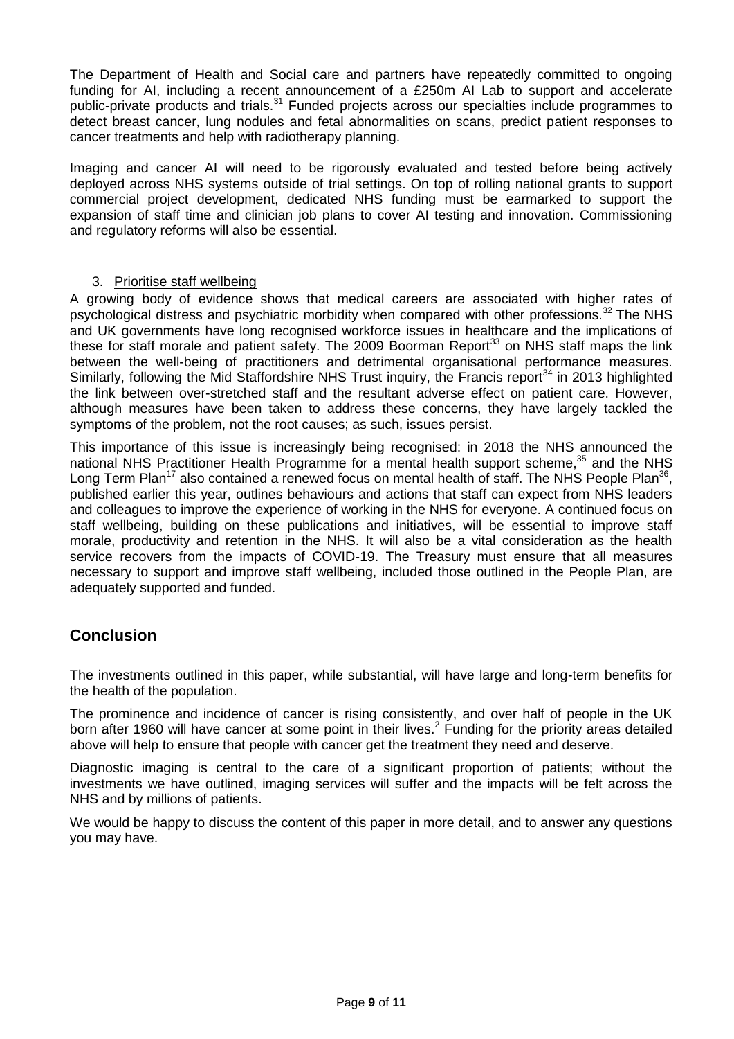The Department of Health and Social care and partners have repeatedly committed to ongoing funding for AI, including a recent announcement of a £250m AI Lab to support and accelerate public-private products and trials.[31] Funded projects across our specialties include programmes to detect breast cancer, lung nodules and fetal abnormalities on scans, predict patient responses to cancer treatments and help with radiotherapy planning.

Imaging and cancer AI will need to be rigorously evaluated and tested before being actively deployed across NHS systems outside of trial settings. On top of rolling national grants to support commercial project development, dedicated NHS funding must be earmarked to support the expansion of staff time and clinician job plans to cover AI testing and innovation. Commissioning and regulatory reforms will also be essential.

3. Prioritise staff wellbeing

A growing body of evidence shows that medical careers are associated with higher rates of psychological distress and psychiatric morbidity when compared with other professions.[32] The NHS and UK governments have long recognised workforce issues in healthcare and the implications of these for staff morale and patient safety. The 2009 Boorman Report[33] on NHS staff maps the link between the well-being of practitioners and detrimental organisational performance measures. Similarly, following the Mid Staffordshire NHS Trust inquiry, the Francis report[34] in 2013 highlighted the link between over-stretched staff and the resultant adverse effect on patient care. However, although measures have been taken to address these concerns, they have largely tackled the symptoms of the problem, not the root causes; as such, issues persist.

This importance of this issue is increasingly being recognised: in 2018 the NHS announced the national NHS Practitioner Health Programme for a mental health support scheme,[35] and the NHS Long Term Plan[17] also contained a renewed focus on mental health of staff. The NHS People Plan[36], published earlier this year, outlines behaviours and actions that staff can expect from NHS leaders and colleagues to improve the experience of working in the NHS for everyone. A continued focus on staff wellbeing, building on these publications and initiatives, will be essential to improve staff morale, productivity and retention in the NHS. It will also be a vital consideration as the health service recovers from the impacts of COVID-19. The Treasury must ensure that all measures necessary to support and improve staff wellbeing, included those outlined in the People Plan, are adequately supported and funded.

## Conclusion

The investments outlined in this paper, while substantial, will have large and long-term benefits for the health of the population.

The prominence and incidence of cancer is rising consistently, and over half of people in the UK born after 1960 will have cancer at some point in their lives.[2] Funding for the priority areas detailed above will help to ensure that people with cancer get the treatment they need and deserve.

Diagnostic imaging is central to the care of a significant proportion of patients; without the investments we have outlined, imaging services will suffer and the impacts will be felt across the NHS and by millions of patients.

We would be happy to discuss the content of this paper in more detail, and to answer any questions you may have.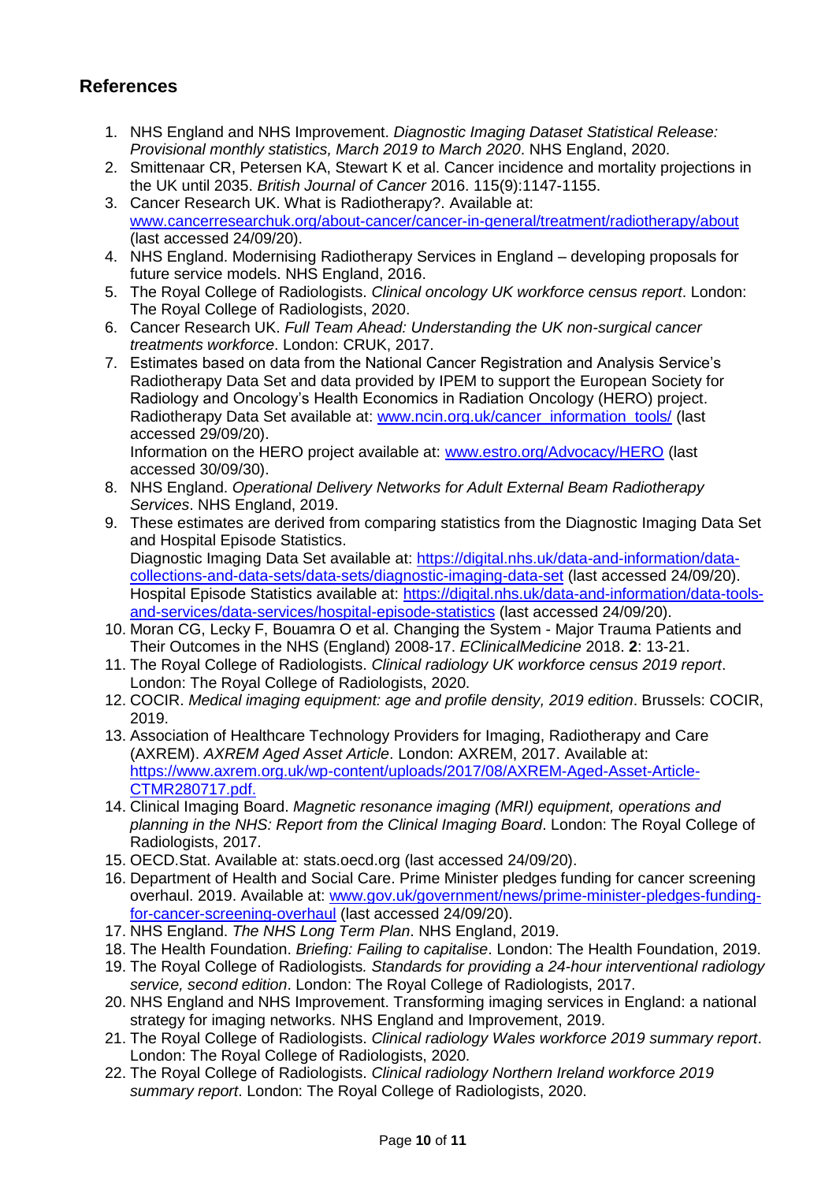## References

1. NHS England and NHS Improvement. *Diagnostic Imaging Dataset Statistical Release: Provisional monthly statistics, March 2019 to March 2020*. NHS England, 2020.
2. Smittenaar CR, Petersen KA, Stewart K et al. Cancer incidence and mortality projections in the UK until 2035. *British Journal of Cancer* 2016. 115(9):1147-1155.
3. Cancer Research UK. What is Radiotherapy?. Available at: www.cancerresearchuk.org/about-cancer/cancer-in-general/treatment/radiotherapy/about (last accessed 24/09/20).
4. NHS England. Modernising Radiotherapy Services in England – developing proposals for future service models. NHS England, 2016.
5. The Royal College of Radiologists. *Clinical oncology UK workforce census report*. London: The Royal College of Radiologists, 2020.
6. Cancer Research UK. *Full Team Ahead: Understanding the UK non-surgical cancer treatments workforce*. London: CRUK, 2017.
7. Estimates based on data from the National Cancer Registration and Analysis Service's Radiotherapy Data Set and data provided by IPEM to support the European Society for Radiology and Oncology's Health Economics in Radiation Oncology (HERO) project. Radiotherapy Data Set available at: www.ncin.org.uk/cancer_information_tools/ (last accessed 29/09/20).
   Information on the HERO project available at: www.estro.org/Advocacy/HERO (last accessed 30/09/30).
8. NHS England. *Operational Delivery Networks for Adult External Beam Radiotherapy Services*. NHS England, 2019.
9. These estimates are derived from comparing statistics from the Diagnostic Imaging Data Set and Hospital Episode Statistics.
   Diagnostic Imaging Data Set available at: https://digital.nhs.uk/data-and-information/data-collections-and-data-sets/data-sets/diagnostic-imaging-data-set (last accessed 24/09/20).
   Hospital Episode Statistics available at: https://digital.nhs.uk/data-and-information/data-tools-and-services/data-services/hospital-episode-statistics (last accessed 24/09/20).
10. Moran CG, Lecky F, Bouamra O et al. Changing the System - Major Trauma Patients and Their Outcomes in the NHS (England) 2008-17. *EClinicalMedicine* 2018. **2**: 13-21.
11. The Royal College of Radiologists. *Clinical radiology UK workforce census 2019 report*. London: The Royal College of Radiologists, 2020.
12. COCIR. *Medical imaging equipment: age and profile density, 2019 edition*. Brussels: COCIR, 2019.
13. Association of Healthcare Technology Providers for Imaging, Radiotherapy and Care (AXREM). *AXREM Aged Asset Article*. London: AXREM, 2017. Available at: https://www.axrem.org.uk/wp-content/uploads/2017/08/AXREM-Aged-Asset-Article-CTMR280717.pdf.
14. Clinical Imaging Board. *Magnetic resonance imaging (MRI) equipment, operations and planning in the NHS: Report from the Clinical Imaging Board*. London: The Royal College of Radiologists, 2017.
15. OECD.Stat. Available at: stats.oecd.org (last accessed 24/09/20).
16. Department of Health and Social Care. Prime Minister pledges funding for cancer screening overhaul. 2019. Available at: www.gov.uk/government/news/prime-minister-pledges-funding-for-cancer-screening-overhaul (last accessed 24/09/20).
17. NHS England. *The NHS Long Term Plan*. NHS England, 2019.
18. The Health Foundation. *Briefing: Failing to capitalise*. London: The Health Foundation, 2019.
19. The Royal College of Radiologists*. Standards for providing a 24-hour interventional radiology service, second edition*. London: The Royal College of Radiologists, 2017.
20. NHS England and NHS Improvement. Transforming imaging services in England: a national strategy for imaging networks. NHS England and Improvement, 2019.
21. The Royal College of Radiologists. *Clinical radiology Wales workforce 2019 summary report*. London: The Royal College of Radiologists, 2020.
22. The Royal College of Radiologists. *Clinical radiology Northern Ireland workforce 2019 summary report*. London: The Royal College of Radiologists, 2020.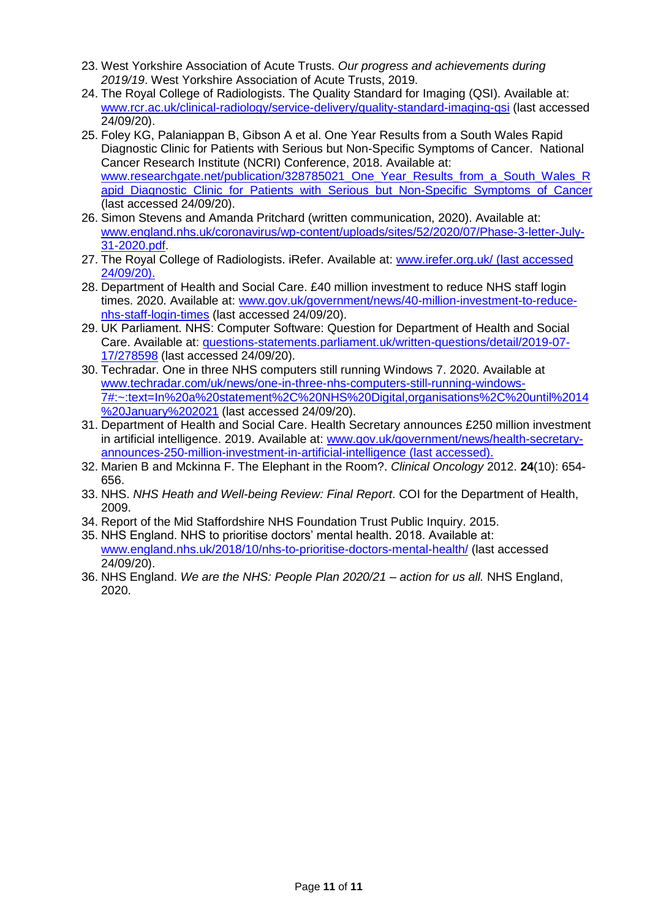23. West Yorkshire Association of Acute Trusts. *Our progress and achievements during 2019/19*. West Yorkshire Association of Acute Trusts, 2019.
24. The Royal College of Radiologists. The Quality Standard for Imaging (QSI). Available at: www.rcr.ac.uk/clinical-radiology/service-delivery/quality-standard-imaging-qsi (last accessed 24/09/20).
25. Foley KG, Palaniappan B, Gibson A et al. One Year Results from a South Wales Rapid Diagnostic Clinic for Patients with Serious but Non-Specific Symptoms of Cancer. National Cancer Research Institute (NCRI) Conference, 2018. Available at: www.researchgate.net/publication/328785021_One_Year_Results_from_a_South_Wales_Rapid_Diagnostic_Clinic_for_Patients_with_Serious_but_Non-Specific_Symptoms_of_Cancer (last accessed 24/09/20).
26. Simon Stevens and Amanda Pritchard (written communication, 2020). Available at: www.england.nhs.uk/coronavirus/wp-content/uploads/sites/52/2020/07/Phase-3-letter-July-31-2020.pdf.
27. The Royal College of Radiologists. iRefer. Available at: www.irefer.org.uk/ (last accessed 24/09/20).
28. Department of Health and Social Care. £40 million investment to reduce NHS staff login times. 2020. Available at: www.gov.uk/government/news/40-million-investment-to-reduce-nhs-staff-login-times (last accessed 24/09/20).
29. UK Parliament. NHS: Computer Software: Question for Department of Health and Social Care. Available at: questions-statements.parliament.uk/written-questions/detail/2019-07-17/278598 (last accessed 24/09/20).
30. Techradar. One in three NHS computers still running Windows 7. 2020. Available at www.techradar.com/uk/news/one-in-three-nhs-computers-still-running-windows-7#:~:text=In%20a%20statement%2C%20NHS%20Digital,organisations%2C%20until%2014%20January%202021 (last accessed 24/09/20).
31. Department of Health and Social Care. Health Secretary announces £250 million investment in artificial intelligence. 2019. Available at: www.gov.uk/government/news/health-secretary-announces-250-million-investment-in-artificial-intelligence (last accessed).
32. Marien B and Mckinna F. The Elephant in the Room?. *Clinical Oncology* 2012. **24**(10): 654-656.
33. NHS. *NHS Heath and Well-being Review: Final Report*. COI for the Department of Health, 2009.
34. Report of the Mid Staffordshire NHS Foundation Trust Public Inquiry. 2015.
35. NHS England. NHS to prioritise doctors' mental health. 2018. Available at: www.england.nhs.uk/2018/10/nhs-to-prioritise-doctors-mental-health/ (last accessed 24/09/20).
36. NHS England. *We are the NHS: People Plan 2020/21 – action for us all.* NHS England, 2020.